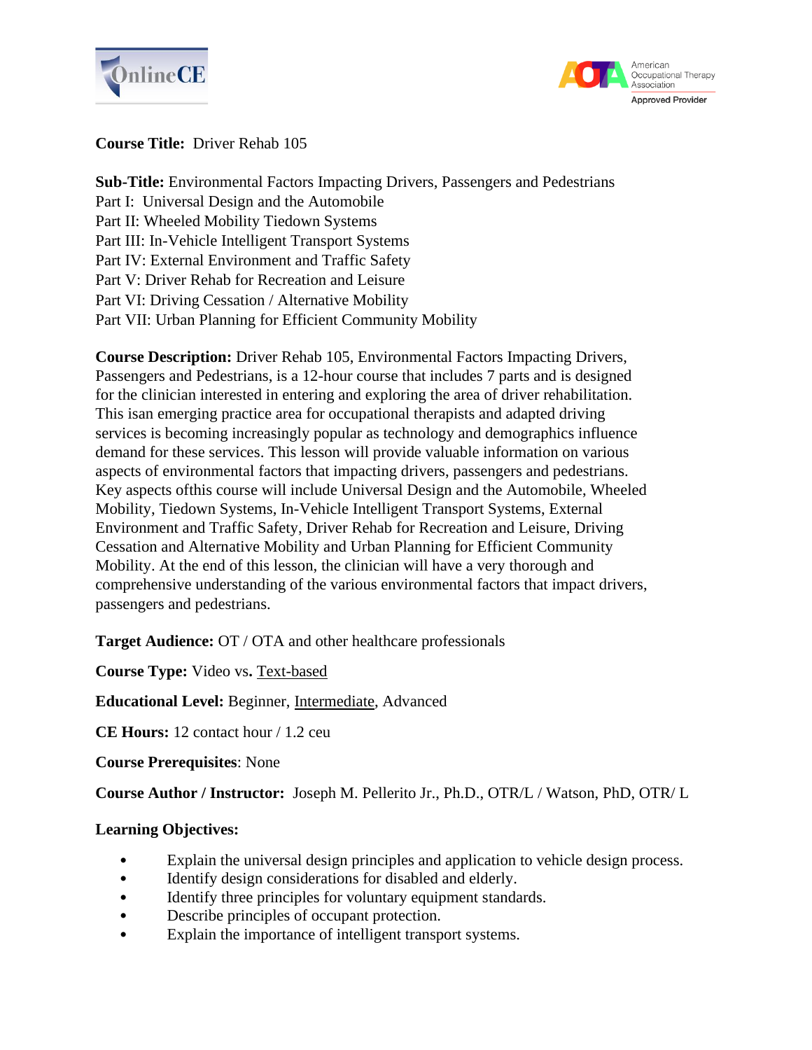**Course Title:** Driver Rehab 105

**Sub-Title:** Environmental Factors Impacting Drivers, Passengers and Pedestrians
Part I: Universal Design and the Automobile
Part II: Wheeled Mobility Tiedown Systems
Part III: In-Vehicle Intelligent Transport Systems
Part IV: External Environment and Traffic Safety
Part V: Driver Rehab for Recreation and Leisure
Part VI: Driving Cessation / Alternative Mobility
Part VII: Urban Planning for Efficient Community Mobility

**Course Description:** Driver Rehab 105, Environmental Factors Impacting Drivers, Passengers and Pedestrians, is a 12-hour course that includes 7 parts and is designed for the clinician interested in entering and exploring the area of driver rehabilitation. This isan emerging practice area for occupational therapists and adapted driving services is becoming increasingly popular as technology and demographics influence demand for these services. This lesson will provide valuable information on various aspects of environmental factors that impacting drivers, passengers and pedestrians. Key aspects ofthis course will include Universal Design and the Automobile, Wheeled Mobility, Tiedown Systems, In-Vehicle Intelligent Transport Systems, External Environment and Traffic Safety, Driver Rehab for Recreation and Leisure, Driving Cessation and Alternative Mobility and Urban Planning for Efficient Community Mobility. At the end of this lesson, the clinician will have a very thorough and comprehensive understanding of the various environmental factors that impact drivers, passengers and pedestrians.

**Target Audience:** OT / OTA and other healthcare professionals

**Course Type:** Video vs**.** <u>Text-based</u>

**Educational Level:** Beginner, <u>Intermediate</u>, Advanced

**CE Hours:** 12 contact hour / 1.2 ceu

**Course Prerequisites**: None

**Course Author / Instructor:** Joseph M. Pellerito Jr., Ph.D., OTR/L / Watson, PhD, OTR/ L

**Learning Objectives:**

- Explain the universal design principles and application to vehicle design process.
- Identify design considerations for disabled and elderly.
- Identify three principles for voluntary equipment standards.
- Describe principles of occupant protection.
- Explain the importance of intelligent transport systems.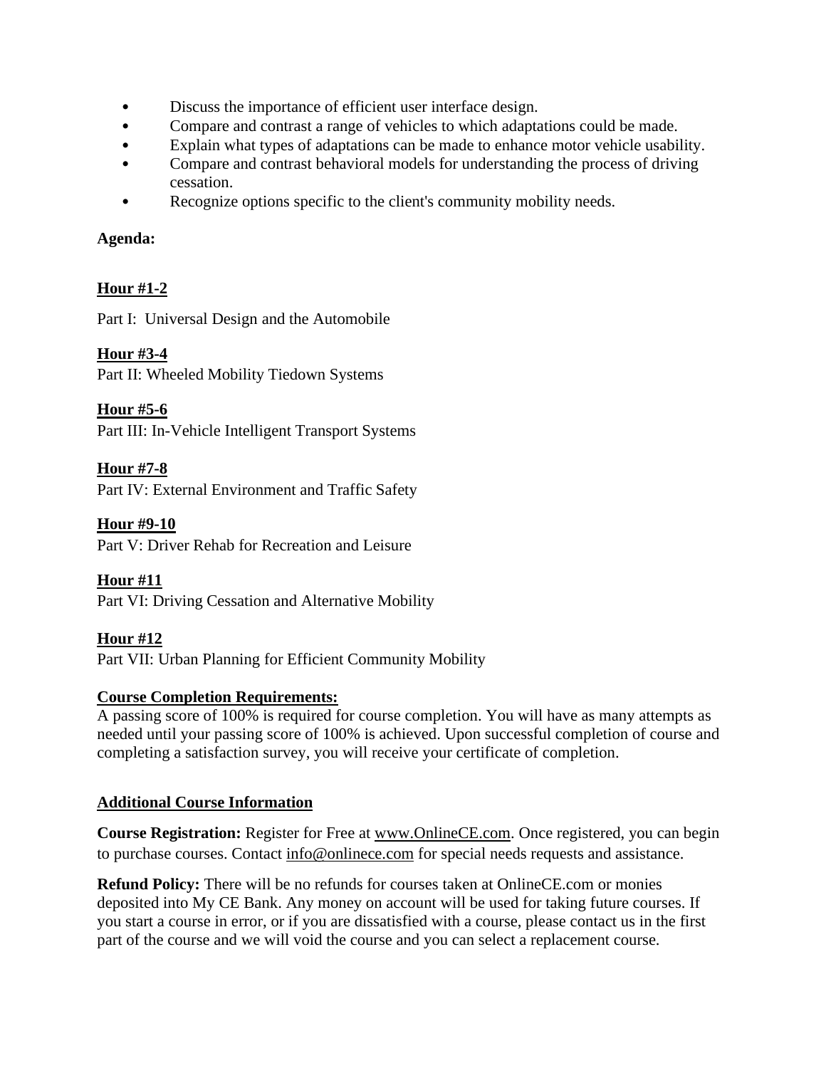- Discuss the importance of efficient user interface design.
- Compare and contrast a range of vehicles to which adaptations could be made.
- Explain what types of adaptations can be made to enhance motor vehicle usability.
- Compare and contrast behavioral models for understanding the process of driving cessation.
- Recognize options specific to the client's community mobility needs.

**Agenda:**

**Hour #1-2**

Part I: Universal Design and the Automobile

**Hour #3-4**

Part II: Wheeled Mobility Tiedown Systems

**Hour #5-6**

Part III: In-Vehicle Intelligent Transport Systems

**Hour #7-8**

Part IV: External Environment and Traffic Safety

**Hour #9-10**

Part V: Driver Rehab for Recreation and Leisure

**Hour #11**

Part VI: Driving Cessation and Alternative Mobility

**Hour #12**

Part VII: Urban Planning for Efficient Community Mobility

**Course Completion Requirements:**

A passing score of 100% is required for course completion. You will have as many attempts as needed until your passing score of 100% is achieved. Upon successful completion of course and completing a satisfaction survey, you will receive your certificate of completion.

**Additional Course Information**

**Course Registration:** Register for Free at www.OnlineCE.com. Once registered, you can begin to purchase courses. Contact info@onlinece.com for special needs requests and assistance.

**Refund Policy:** There will be no refunds for courses taken at OnlineCE.com or monies deposited into My CE Bank. Any money on account will be used for taking future courses. If you start a course in error, or if you are dissatisfied with a course, please contact us in the first part of the course and we will void the course and you can select a replacement course.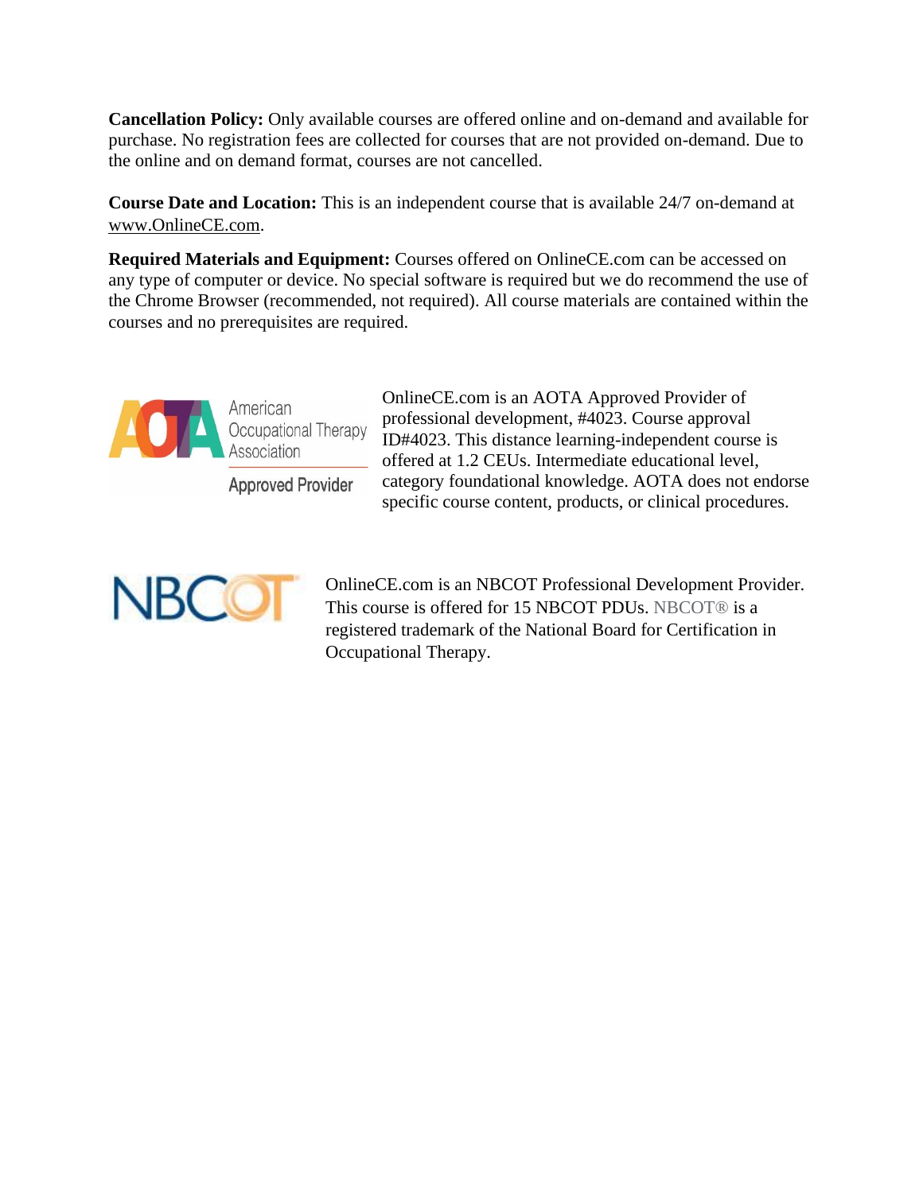**Cancellation Policy:** Only available courses are offered online and on-demand and available for purchase. No registration fees are collected for courses that are not provided on-demand. Due to the online and on demand format, courses are not cancelled.

**Course Date and Location:** This is an independent course that is available 24/7 on-demand at www.OnlineCE.com.

**Required Materials and Equipment:** Courses offered on OnlineCE.com can be accessed on any type of computer or device. No special software is required but we do recommend the use of the Chrome Browser (recommended, not required). All course materials are contained within the courses and no prerequisites are required.

AOTA American Occupational Therapy Association Approved Provider

OnlineCE.com is an AOTA Approved Provider of professional development, #4023. Course approval ID#4023. This distance learning-independent course is offered at 1.2 CEUs. Intermediate educational level, category foundational knowledge. AOTA does not endorse specific course content, products, or clinical procedures.

NBCOT

OnlineCE.com is an NBCOT Professional Development Provider. This course is offered for 15 NBCOT PDUs. NBCOT® is a registered trademark of the National Board for Certification in Occupational Therapy.